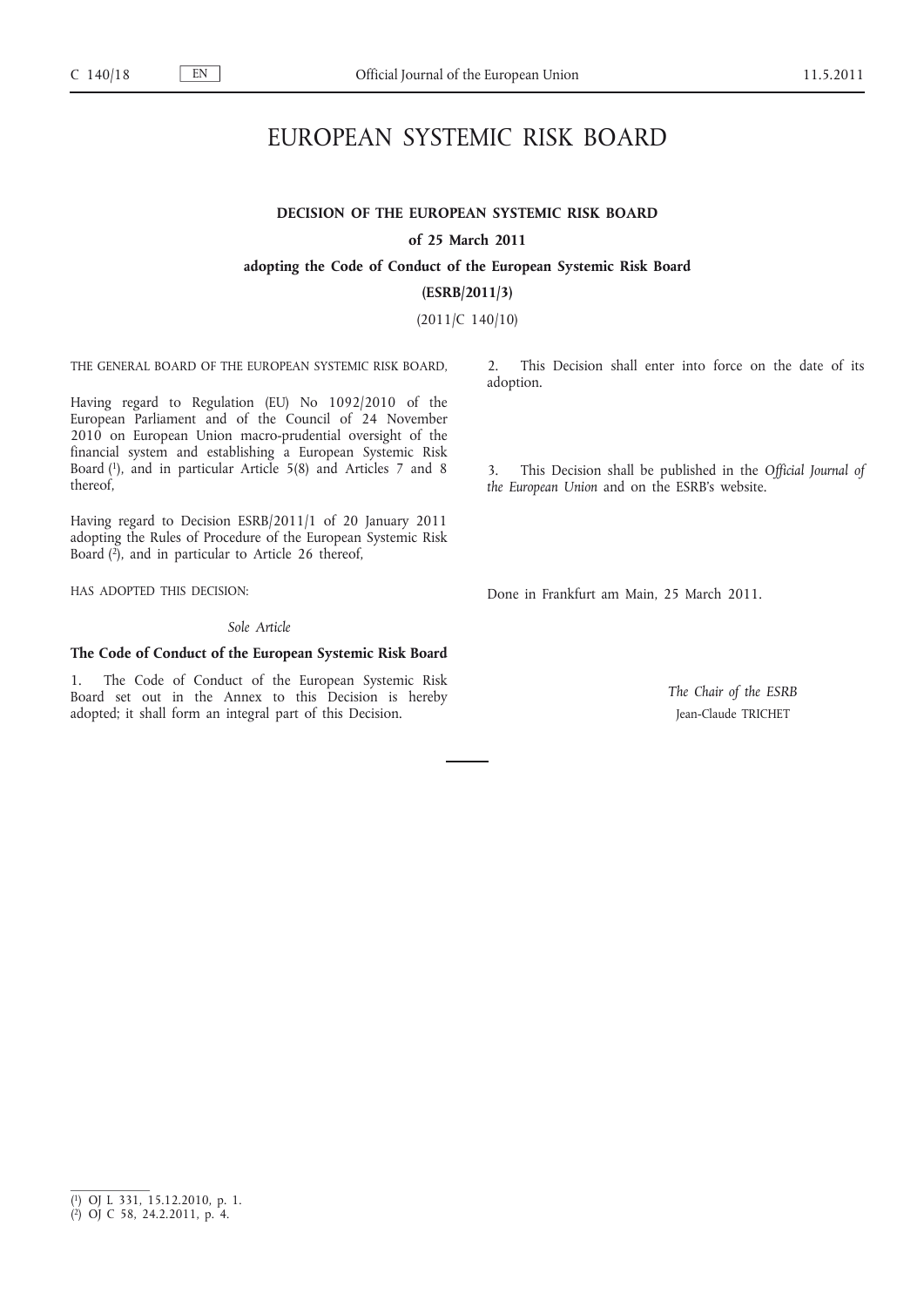# EUROPEAN SYSTEMIC RISK BOARD

## DECISION OF THE EUROPEAN SYSTEMIC RISK BOARD

**of 25 March 2011**

**adopting the Code of Conduct of the European Systemic Risk Board**

**(ESRB/2011/3)**

(2011/C 140/10)

THE GENERAL BOARD OF THE EUROPEAN SYSTEMIC RISK BOARD,

Having regard to Regulation (EU) No 1092/2010 of the European Parliament and of the Council of 24 November 2010 on European Union macro-prudential oversight of the financial system and establishing a European Systemic Risk Board [1], and in particular Article 5(8) and Articles 7 and 8 thereof,

Having regard to Decision ESRB/2011/1 of 20 January 2011 adopting the Rules of Procedure of the European Systemic Risk Board [2], and in particular to Article 26 thereof,

HAS ADOPTED THIS DECISION:

*Sole Article*

**The Code of Conduct of the European Systemic Risk Board**

1. The Code of Conduct of the European Systemic Risk Board set out in the Annex to this Decision is hereby adopted; it shall form an integral part of this Decision.

2. This Decision shall enter into force on the date of its adoption.

3. This Decision shall be published in the *Official Journal of the European Union* and on the ESRB's website.

Done in Frankfurt am Main, 25 March 2011.

*The Chair of the ESRB*

Jean-Claude TRICHET

---

[1] OJ L 331, 15.12.2010, p. 1.

[2] OJ C 58, 24.2.2011, p. 4.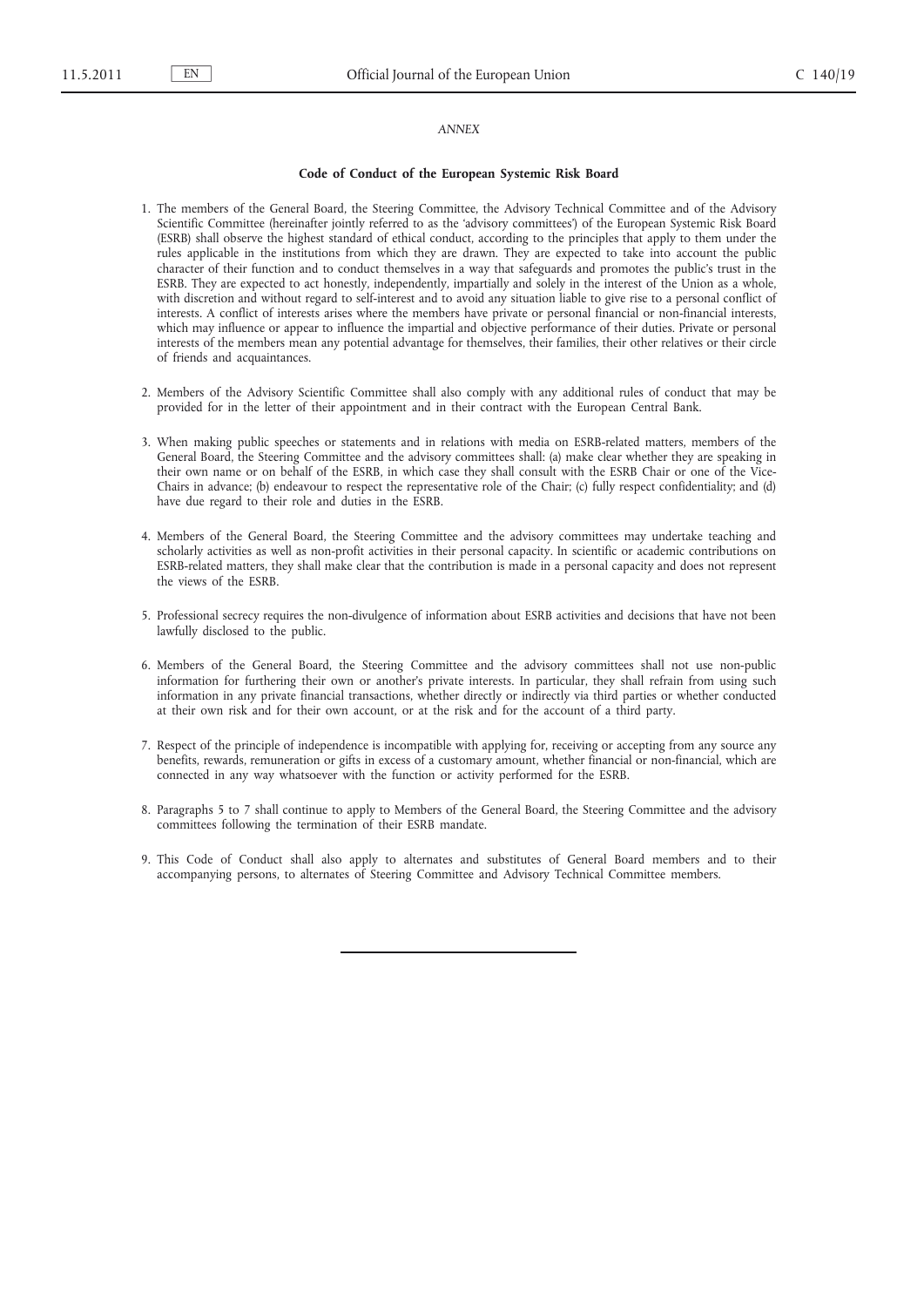*ANNEX*

**Code of Conduct of the European Systemic Risk Board**

1. The members of the General Board, the Steering Committee, the Advisory Technical Committee and of the Advisory Scientific Committee (hereinafter jointly referred to as the 'advisory committees') of the European Systemic Risk Board (ESRB) shall observe the highest standard of ethical conduct, according to the principles that apply to them under the rules applicable in the institutions from which they are drawn. They are expected to take into account the public character of their function and to conduct themselves in a way that safeguards and promotes the public's trust in the ESRB. They are expected to act honestly, independently, impartially and solely in the interest of the Union as a whole, with discretion and without regard to self-interest and to avoid any situation liable to give rise to a personal conflict of interests. A conflict of interests arises where the members have private or personal financial or non-financial interests, which may influence or appear to influence the impartial and objective performance of their duties. Private or personal interests of the members mean any potential advantage for themselves, their families, their other relatives or their circle of friends and acquaintances.

2. Members of the Advisory Scientific Committee shall also comply with any additional rules of conduct that may be provided for in the letter of their appointment and in their contract with the European Central Bank.

3. When making public speeches or statements and in relations with media on ESRB-related matters, members of the General Board, the Steering Committee and the advisory committees shall: (a) make clear whether they are speaking in their own name or on behalf of the ESRB, in which case they shall consult with the ESRB Chair or one of the Vice-Chairs in advance; (b) endeavour to respect the representative role of the Chair; (c) fully respect confidentiality; and (d) have due regard to their role and duties in the ESRB.

4. Members of the General Board, the Steering Committee and the advisory committees may undertake teaching and scholarly activities as well as non-profit activities in their personal capacity. In scientific or academic contributions on ESRB-related matters, they shall make clear that the contribution is made in a personal capacity and does not represent the views of the ESRB.

5. Professional secrecy requires the non-divulgence of information about ESRB activities and decisions that have not been lawfully disclosed to the public.

6. Members of the General Board, the Steering Committee and the advisory committees shall not use non-public information for furthering their own or another's private interests. In particular, they shall refrain from using such information in any private financial transactions, whether directly or indirectly via third parties or whether conducted at their own risk and for their own account, or at the risk and for the account of a third party.

7. Respect of the principle of independence is incompatible with applying for, receiving or accepting from any source any benefits, rewards, remuneration or gifts in excess of a customary amount, whether financial or non-financial, which are connected in any way whatsoever with the function or activity performed for the ESRB.

8. Paragraphs 5 to 7 shall continue to apply to Members of the General Board, the Steering Committee and the advisory committees following the termination of their ESRB mandate.

9. This Code of Conduct shall also apply to alternates and substitutes of General Board members and to their accompanying persons, to alternates of Steering Committee and Advisory Technical Committee members.